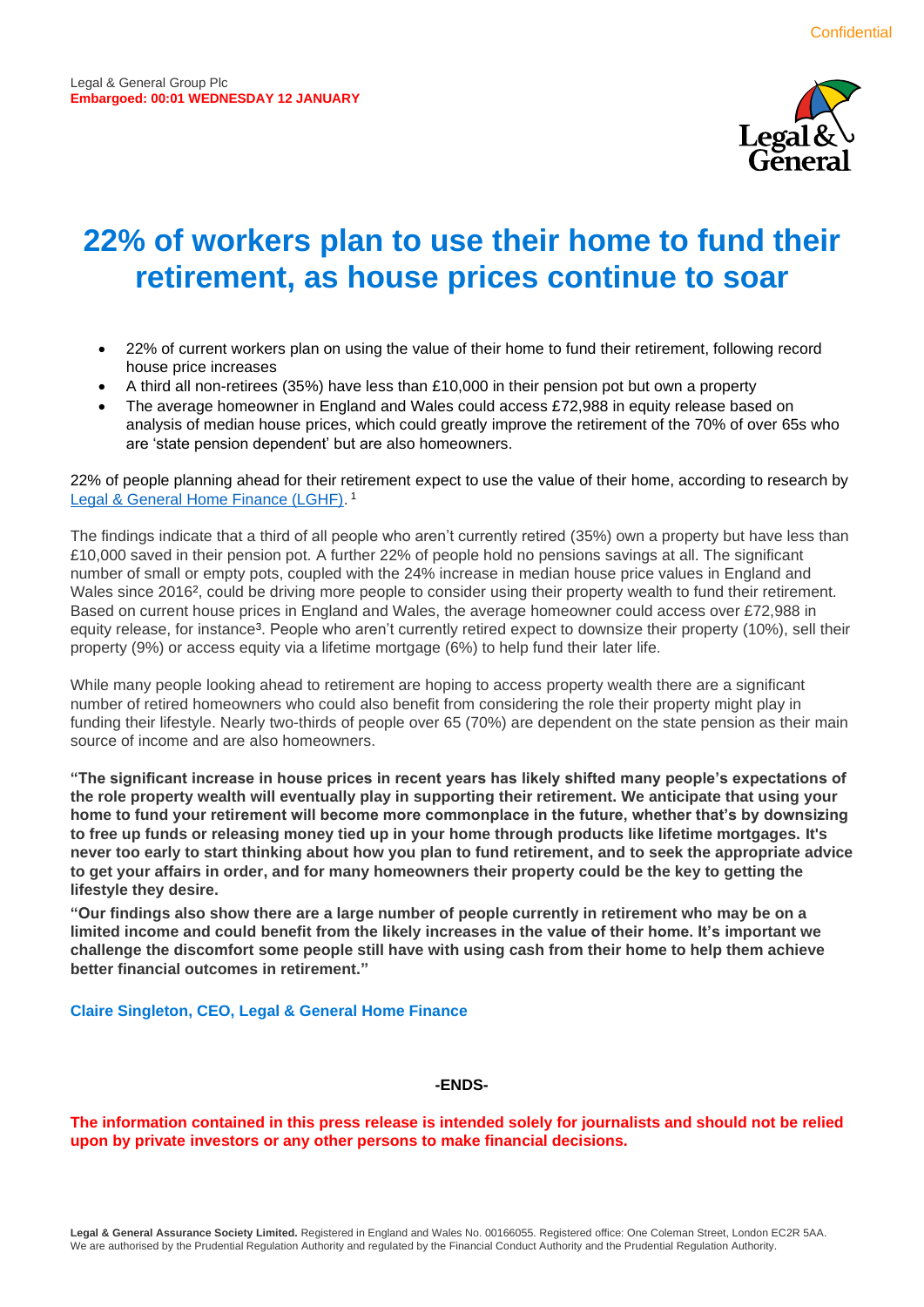Confidential

Legal & General Group Plc
**Embargoed: 00:01 WEDNESDAY 12 JANUARY**

# 22% of workers plan to use their home to fund their retirement, as house prices continue to soar

- 22% of current workers plan on using the value of their home to fund their retirement, following record house price increases
- A third all non-retirees (35%) have less than £10,000 in their pension pot but own a property
- The average homeowner in England and Wales could access £72,988 in equity release based on analysis of median house prices, which could greatly improve the retirement of the 70% of over 65s who are 'state pension dependent' but are also homeowners.

22% of people planning ahead for their retirement expect to use the value of their home, according to research by Legal & General Home Finance (LGHF).[1]

The findings indicate that a third of all people who aren't currently retired (35%) own a property but have less than £10,000 saved in their pension pot. A further 22% of people hold no pensions savings at all. The significant number of small or empty pots, coupled with the 24% increase in median house price values in England and Wales since 2016[2], could be driving more people to consider using their property wealth to fund their retirement. Based on current house prices in England and Wales, the average homeowner could access over £72,988 in equity release, for instance[3]. People who aren't currently retired expect to downsize their property (10%), sell their property (9%) or access equity via a lifetime mortgage (6%) to help fund their later life.

While many people looking ahead to retirement are hoping to access property wealth there are a significant number of retired homeowners who could also benefit from considering the role their property might play in funding their lifestyle. Nearly two-thirds of people over 65 (70%) are dependent on the state pension as their main source of income and are also homeowners.

**"The significant increase in house prices in recent years has likely shifted many people's expectations of the role property wealth will eventually play in supporting their retirement. We anticipate that using your home to fund your retirement will become more commonplace in the future, whether that's by downsizing to free up funds or releasing money tied up in your home through products like lifetime mortgages. It's never too early to start thinking about how you plan to fund retirement, and to seek the appropriate advice to get your affairs in order, and for many homeowners their property could be the key to getting the lifestyle they desire.**

**"Our findings also show there are a large number of people currently in retirement who may be on a limited income and could benefit from the likely increases in the value of their home. It's important we challenge the discomfort some people still have with using cash from their home to help them achieve better financial outcomes in retirement."**

**Claire Singleton, CEO, Legal & General Home Finance**

**-ENDS-**

**The information contained in this press release is intended solely for journalists and should not be relied upon by private investors or any other persons to make financial decisions.**

**Legal & General Assurance Society Limited.** Registered in England and Wales No. 00166055. Registered office: One Coleman Street, London EC2R 5AA. We are authorised by the Prudential Regulation Authority and regulated by the Financial Conduct Authority and the Prudential Regulation Authority.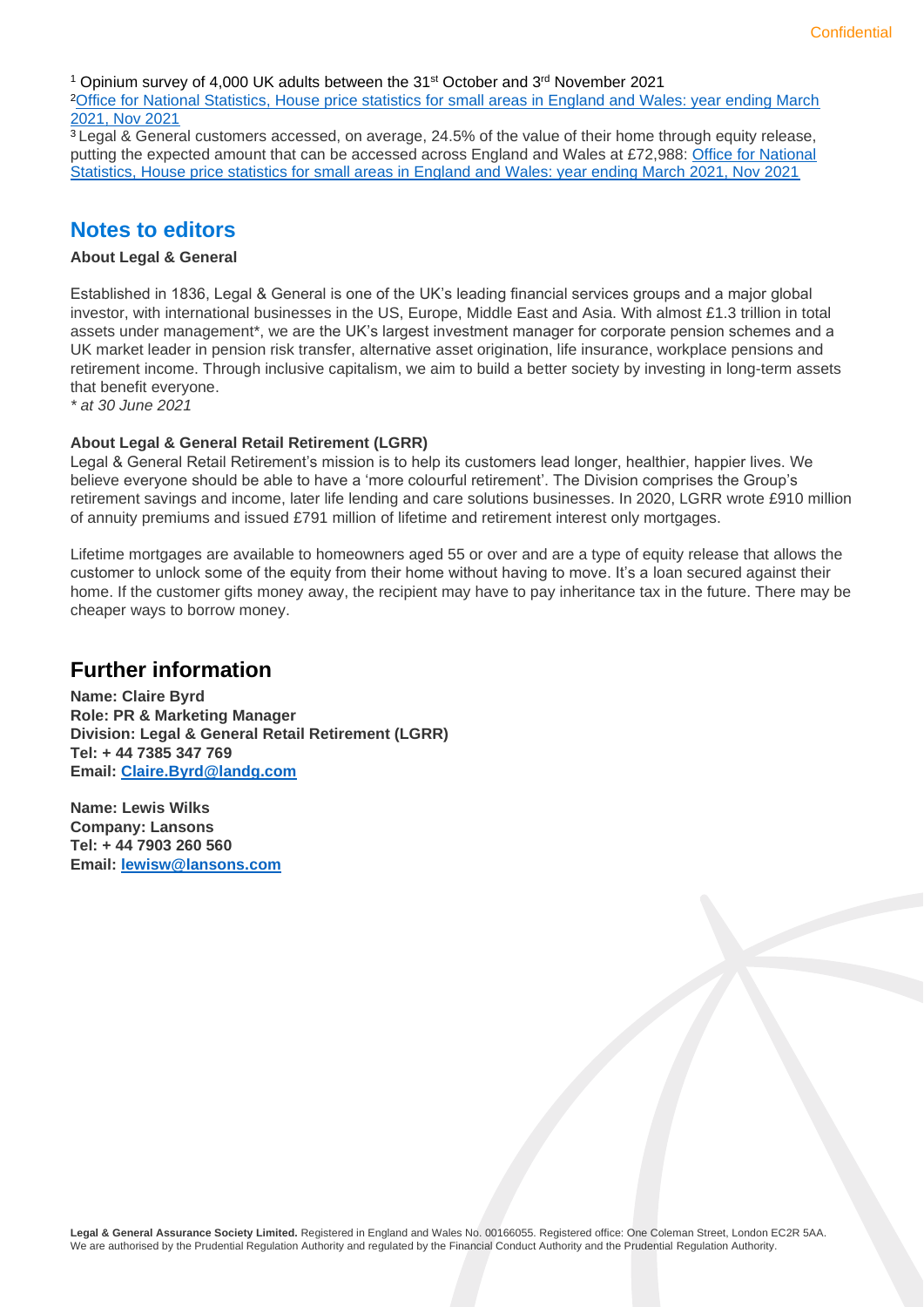[1] Opinium survey of 4,000 UK adults between the 31st October and 3rd November 2021

[2] [Office for National Statistics, House price statistics for small areas in England and Wales: year ending March 2021, Nov 2021]

[3] Legal & General customers accessed, on average, 24.5% of the value of their home through equity release, putting the expected amount that can be accessed across England and Wales at £72,988: [Office for National Statistics, House price statistics for small areas in England and Wales: year ending March 2021, Nov 2021]

## Notes to editors

**About Legal & General**

Established in 1836, Legal & General is one of the UK's leading financial services groups and a major global investor, with international businesses in the US, Europe, Middle East and Asia. With almost £1.3 trillion in total assets under management*, we are the UK's largest investment manager for corporate pension schemes and a UK market leader in pension risk transfer, alternative asset origination, life insurance, workplace pensions and retirement income. Through inclusive capitalism, we aim to build a better society by investing in long-term assets that benefit everyone.

*\* at 30 June 2021*

**About Legal & General Retail Retirement (LGRR)**

Legal & General Retail Retirement's mission is to help its customers lead longer, healthier, happier lives. We believe everyone should be able to have a 'more colourful retirement'. The Division comprises the Group's retirement savings and income, later life lending and care solutions businesses. In 2020, LGRR wrote £910 million of annuity premiums and issued £791 million of lifetime and retirement interest only mortgages.

Lifetime mortgages are available to homeowners aged 55 or over and are a type of equity release that allows the customer to unlock some of the equity from their home without having to move. It's a loan secured against their home. If the customer gifts money away, the recipient may have to pay inheritance tax in the future. There may be cheaper ways to borrow money.

## Further information

**Name: Claire Byrd**
**Role: PR & Marketing Manager**
**Division: Legal & General Retail Retirement (LGRR)**
**Tel: + 44 7385 347 769**
**Email: Claire.Byrd@landg.com**

**Name: Lewis Wilks**
**Company: Lansons**
**Tel: + 44 7903 260 560**
**Email: lewisw@lansons.com**

**Legal & General Assurance Society Limited.** Registered in England and Wales No. 00166055. Registered office: One Coleman Street, London EC2R 5AA. We are authorised by the Prudential Regulation Authority and regulated by the Financial Conduct Authority and the Prudential Regulation Authority.